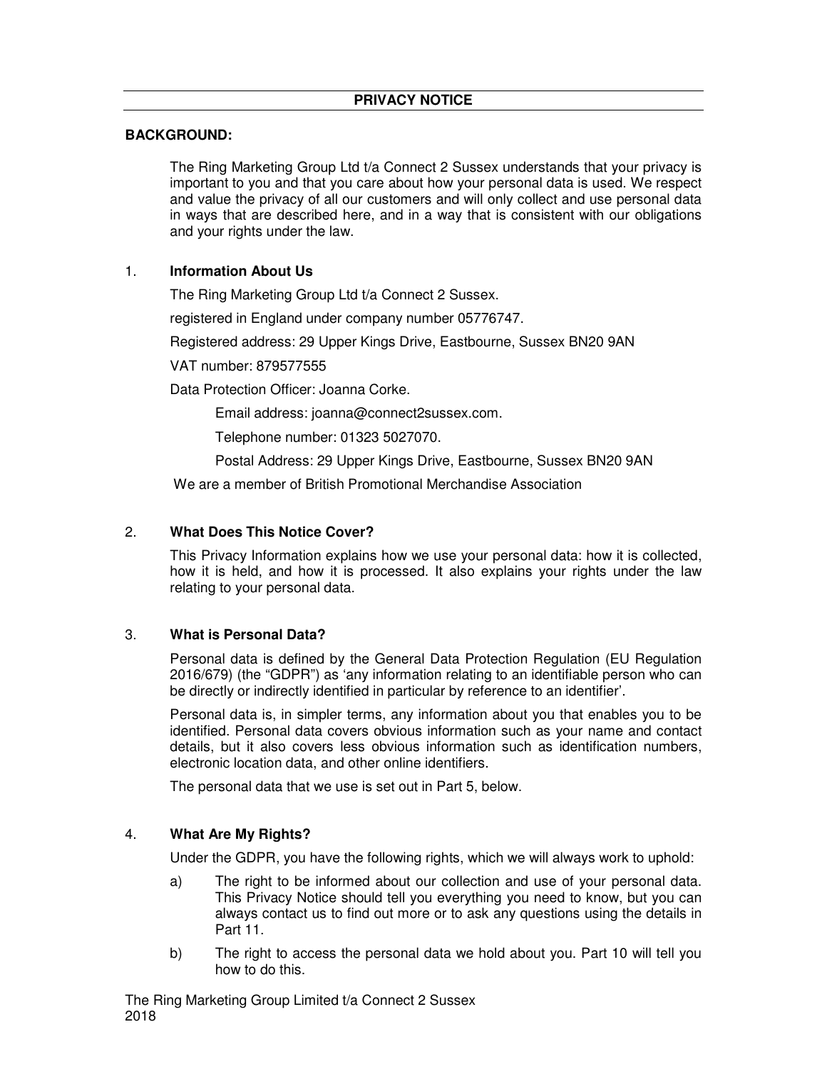# PRIVACY NOTICE

**BACKGROUND:**

The Ring Marketing Group Ltd t/a Connect 2 Sussex understands that your privacy is important to you and that you care about how your personal data is used. We respect and value the privacy of all our customers and will only collect and use personal data in ways that are described here, and in a way that is consistent with our obligations and your rights under the law.

## 1. Information About Us

The Ring Marketing Group Ltd t/a Connect 2 Sussex.

registered in England under company number 05776747.

Registered address: 29 Upper Kings Drive, Eastbourne, Sussex BN20 9AN

VAT number: 879577555

Data Protection Officer: Joanna Corke.

Email address: joanna@connect2sussex.com.

Telephone number: 01323 5027070.

Postal Address: 29 Upper Kings Drive, Eastbourne, Sussex BN20 9AN

We are a member of British Promotional Merchandise Association

## 2. What Does This Notice Cover?

This Privacy Information explains how we use your personal data: how it is collected, how it is held, and how it is processed. It also explains your rights under the law relating to your personal data.

## 3. What is Personal Data?

Personal data is defined by the General Data Protection Regulation (EU Regulation 2016/679) (the "GDPR") as 'any information relating to an identifiable person who can be directly or indirectly identified in particular by reference to an identifier'.

Personal data is, in simpler terms, any information about you that enables you to be identified. Personal data covers obvious information such as your name and contact details, but it also covers less obvious information such as identification numbers, electronic location data, and other online identifiers.

The personal data that we use is set out in Part 5, below.

## 4. What Are My Rights?

Under the GDPR, you have the following rights, which we will always work to uphold:

a) The right to be informed about our collection and use of your personal data. This Privacy Notice should tell you everything you need to know, but you can always contact us to find out more or to ask any questions using the details in Part 11.

b) The right to access the personal data we hold about you. Part 10 will tell you how to do this.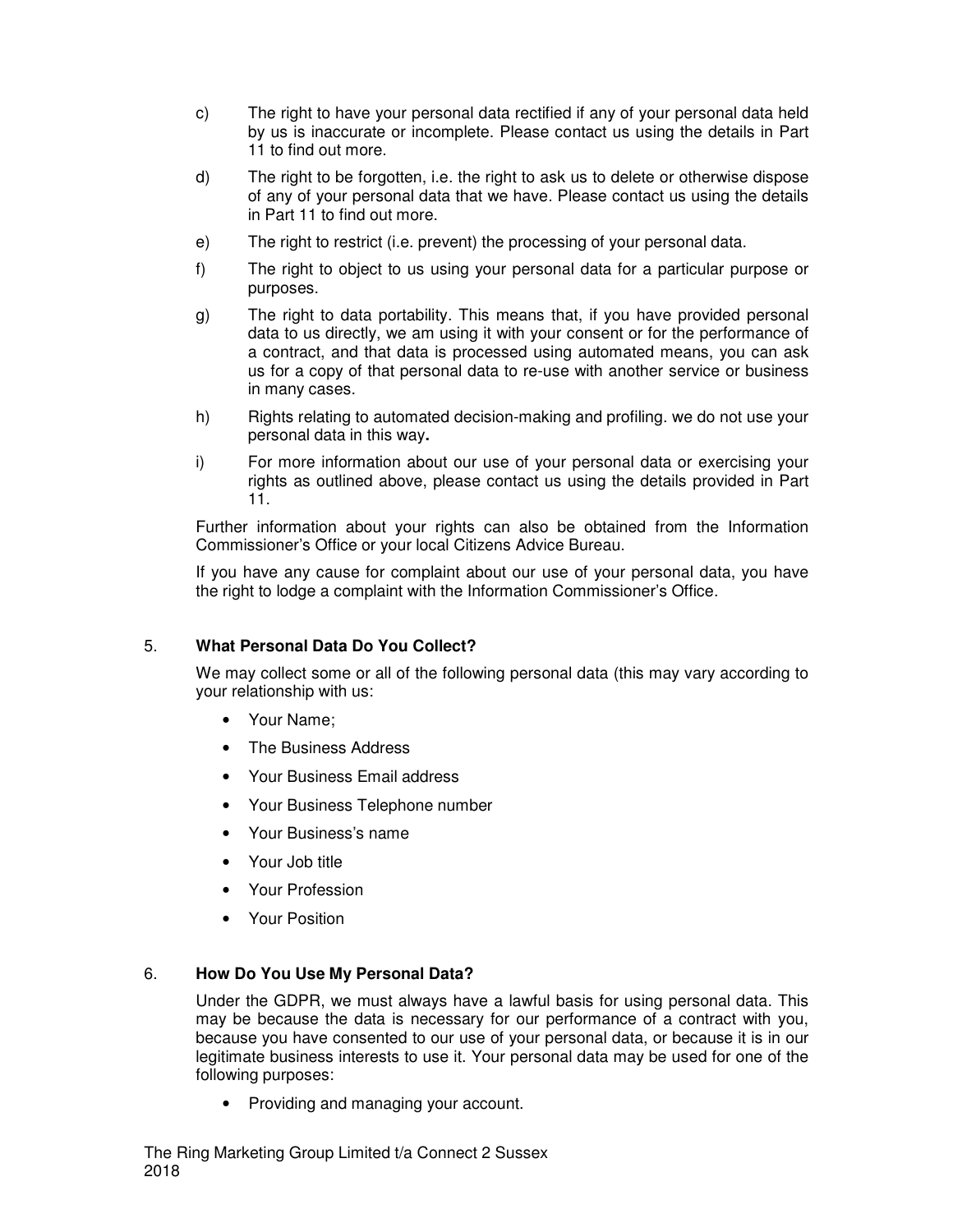c) The right to have your personal data rectified if any of your personal data held by us is inaccurate or incomplete. Please contact us using the details in Part 11 to find out more.

d) The right to be forgotten, i.e. the right to ask us to delete or otherwise dispose of any of your personal data that we have. Please contact us using the details in Part 11 to find out more.

e) The right to restrict (i.e. prevent) the processing of your personal data.

f) The right to object to us using your personal data for a particular purpose or purposes.

g) The right to data portability. This means that, if you have provided personal data to us directly, we am using it with your consent or for the performance of a contract, and that data is processed using automated means, you can ask us for a copy of that personal data to re-use with another service or business in many cases.

h) Rights relating to automated decision-making and profiling. we do not use your personal data in this way**.**

i) For more information about our use of your personal data or exercising your rights as outlined above, please contact us using the details provided in Part 11.

Further information about your rights can also be obtained from the Information Commissioner's Office or your local Citizens Advice Bureau.

If you have any cause for complaint about our use of your personal data, you have the right to lodge a complaint with the Information Commissioner's Office.

## 5. **What Personal Data Do You Collect?**

We may collect some or all of the following personal data (this may vary according to your relationship with us:

- Your Name;
- The Business Address
- Your Business Email address
- Your Business Telephone number
- Your Business's name
- Your Job title
- Your Profession
- Your Position

## 6. **How Do You Use My Personal Data?**

Under the GDPR, we must always have a lawful basis for using personal data. This may be because the data is necessary for our performance of a contract with you, because you have consented to our use of your personal data, or because it is in our legitimate business interests to use it. Your personal data may be used for one of the following purposes:

- Providing and managing your account.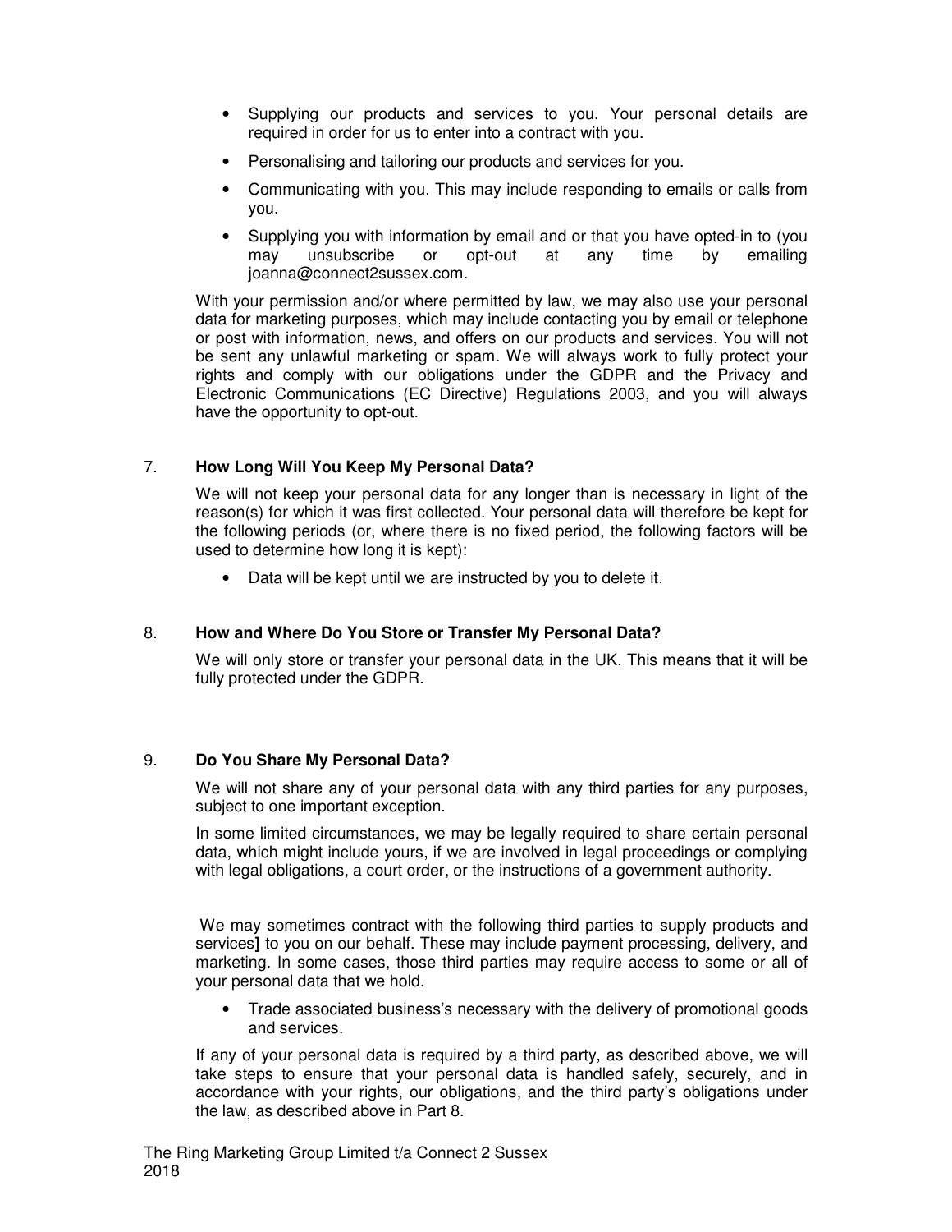- Supplying our products and services to you. Your personal details are required in order for us to enter into a contract with you.
- Personalising and tailoring our products and services for you.
- Communicating with you. This may include responding to emails or calls from you.
- Supplying you with information by email and or that you have opted-in to (you may unsubscribe or opt-out at any time by emailing joanna@connect2sussex.com.

With your permission and/or where permitted by law, we may also use your personal data for marketing purposes, which may include contacting you by email or telephone or post with information, news, and offers on our products and services. You will not be sent any unlawful marketing or spam. We will always work to fully protect your rights and comply with our obligations under the GDPR and the Privacy and Electronic Communications (EC Directive) Regulations 2003, and you will always have the opportunity to opt-out.

## 7. How Long Will You Keep My Personal Data?

We will not keep your personal data for any longer than is necessary in light of the reason(s) for which it was first collected. Your personal data will therefore be kept for the following periods (or, where there is no fixed period, the following factors will be used to determine how long it is kept):

- Data will be kept until we are instructed by you to delete it.

## 8. How and Where Do You Store or Transfer My Personal Data?

We will only store or transfer your personal data in the UK. This means that it will be fully protected under the GDPR.

## 9. Do You Share My Personal Data?

We will not share any of your personal data with any third parties for any purposes, subject to one important exception.

In some limited circumstances, we may be legally required to share certain personal data, which might include yours, if we are involved in legal proceedings or complying with legal obligations, a court order, or the instructions of a government authority.

We may sometimes contract with the following third parties to supply products and services**]** to you on our behalf. These may include payment processing, delivery, and marketing. In some cases, those third parties may require access to some or all of your personal data that we hold.

- Trade associated business's necessary with the delivery of promotional goods and services.

If any of your personal data is required by a third party, as described above, we will take steps to ensure that your personal data is handled safely, securely, and in accordance with your rights, our obligations, and the third party's obligations under the law, as described above in Part 8.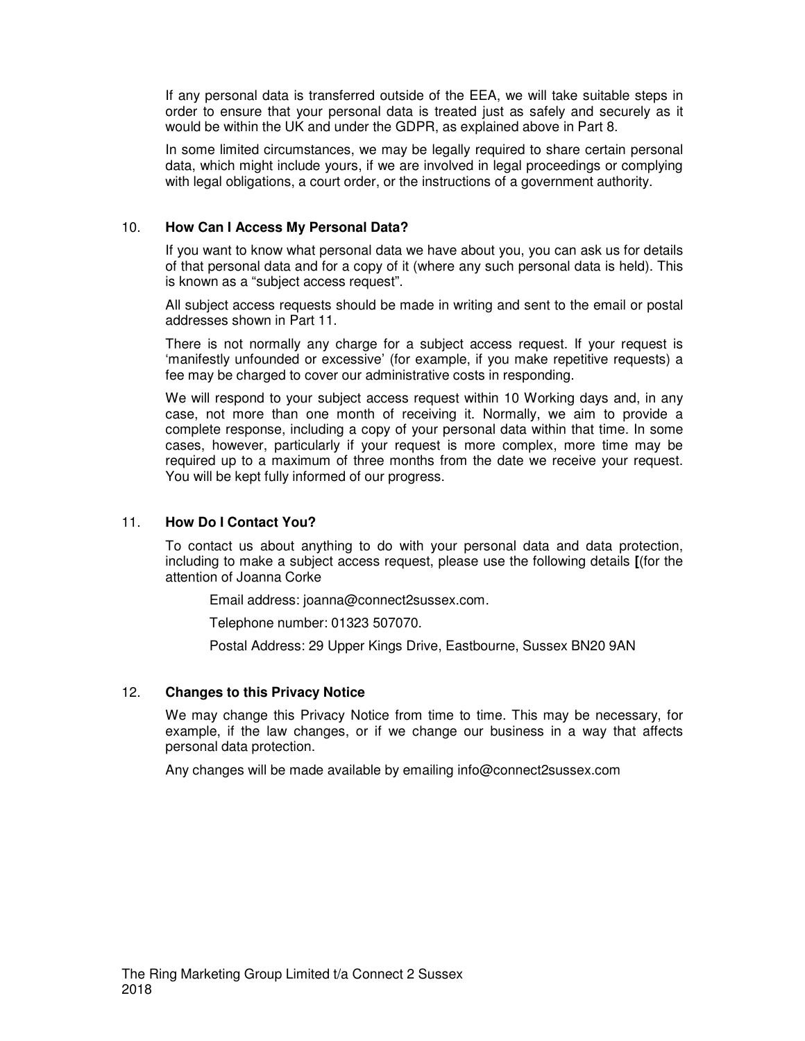If any personal data is transferred outside of the EEA, we will take suitable steps in order to ensure that your personal data is treated just as safely and securely as it would be within the UK and under the GDPR, as explained above in Part 8.

In some limited circumstances, we may be legally required to share certain personal data, which might include yours, if we are involved in legal proceedings or complying with legal obligations, a court order, or the instructions of a government authority.

## 10. How Can I Access My Personal Data?

If you want to know what personal data we have about you, you can ask us for details of that personal data and for a copy of it (where any such personal data is held). This is known as a "subject access request".

All subject access requests should be made in writing and sent to the email or postal addresses shown in Part 11.

There is not normally any charge for a subject access request. If your request is 'manifestly unfounded or excessive' (for example, if you make repetitive requests) a fee may be charged to cover our administrative costs in responding.

We will respond to your subject access request within 10 Working days and, in any case, not more than one month of receiving it. Normally, we aim to provide a complete response, including a copy of your personal data within that time. In some cases, however, particularly if your request is more complex, more time may be required up to a maximum of three months from the date we receive your request. You will be kept fully informed of our progress.

## 11. How Do I Contact You?

To contact us about anything to do with your personal data and data protection, including to make a subject access request, please use the following details **[**(for the attention of Joanna Corke

Email address: joanna@connect2sussex.com.

Telephone number: 01323 507070.

Postal Address: 29 Upper Kings Drive, Eastbourne, Sussex BN20 9AN

## 12. Changes to this Privacy Notice

We may change this Privacy Notice from time to time. This may be necessary, for example, if the law changes, or if we change our business in a way that affects personal data protection.

Any changes will be made available by emailing info@connect2sussex.com

The Ring Marketing Group Limited t/a Connect 2 Sussex
2018